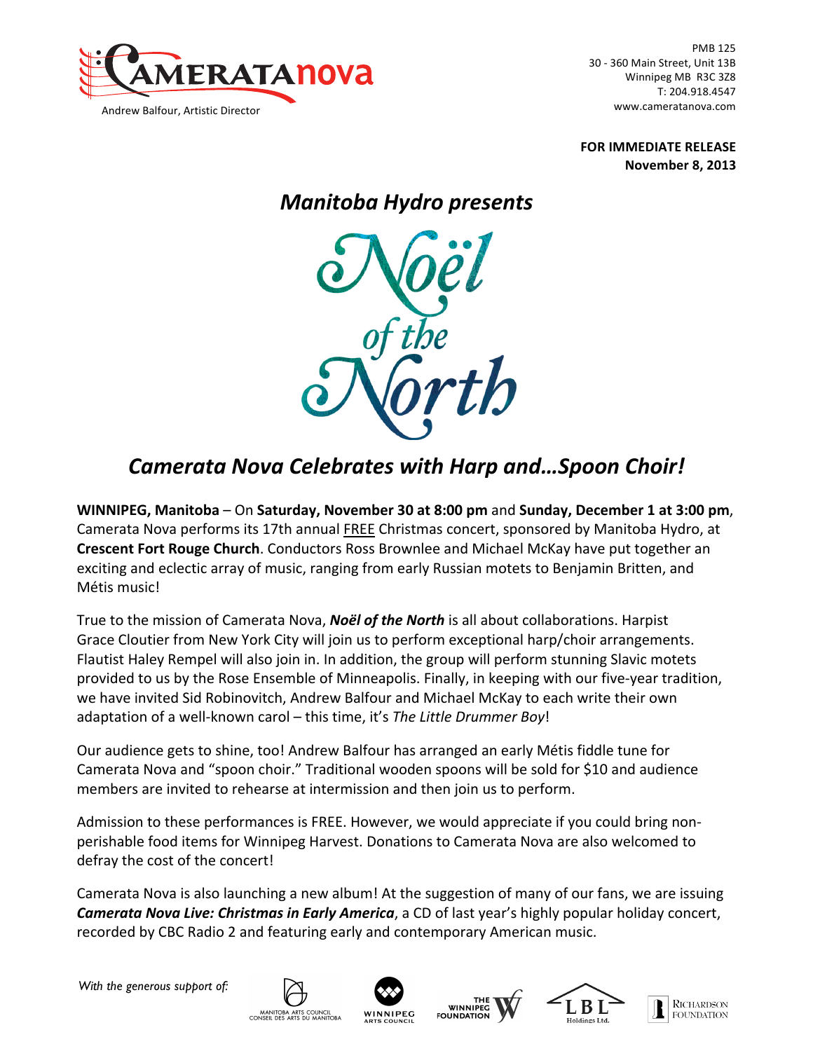CAMERATAnova

Andrew Balfour, Artistic Director

PMB 125
30 - 360 Main Street, Unit 13B
Winnipeg MB R3C 3Z8
T: 204.918.4547
www.cameratanova.com

**FOR IMMEDIATE RELEASE**
**November 8, 2013**

## *Manitoba Hydro presents*

# Noël of the North

## *Camerata Nova Celebrates with Harp and…Spoon Choir!*

**WINNIPEG, Manitoba** – On **Saturday, November 30 at 8:00 pm** and **Sunday, December 1 at 3:00 pm**, Camerata Nova performs its 17th annual FREE Christmas concert, sponsored by Manitoba Hydro, at **Crescent Fort Rouge Church**. Conductors Ross Brownlee and Michael McKay have put together an exciting and eclectic array of music, ranging from early Russian motets to Benjamin Britten, and Métis music!

True to the mission of Camerata Nova, ***Noël of the North*** is all about collaborations. Harpist Grace Cloutier from New York City will join us to perform exceptional harp/choir arrangements. Flautist Haley Rempel will also join in. In addition, the group will perform stunning Slavic motets provided to us by the Rose Ensemble of Minneapolis. Finally, in keeping with our five-year tradition, we have invited Sid Robinovitch, Andrew Balfour and Michael McKay to each write their own adaptation of a well-known carol – this time, it's *The Little Drummer Boy*!

Our audience gets to shine, too! Andrew Balfour has arranged an early Métis fiddle tune for Camerata Nova and "spoon choir." Traditional wooden spoons will be sold for $10 and audience members are invited to rehearse at intermission and then join us to perform.

Admission to these performances is FREE. However, we would appreciate if you could bring non-perishable food items for Winnipeg Harvest. Donations to Camerata Nova are also welcomed to defray the cost of the concert!

Camerata Nova is also launching a new album! At the suggestion of many of our fans, we are issuing ***Camerata Nova Live: Christmas in Early America***, a CD of last year's highly popular holiday concert, recorded by CBC Radio 2 and featuring early and contemporary American music.

*With the generous support of:*

Manitoba Arts Council / Conseil des Arts du Manitoba · Winnipeg Arts Council · The Winnipeg Foundation · LBL Holdings Ltd. · Richardson Foundation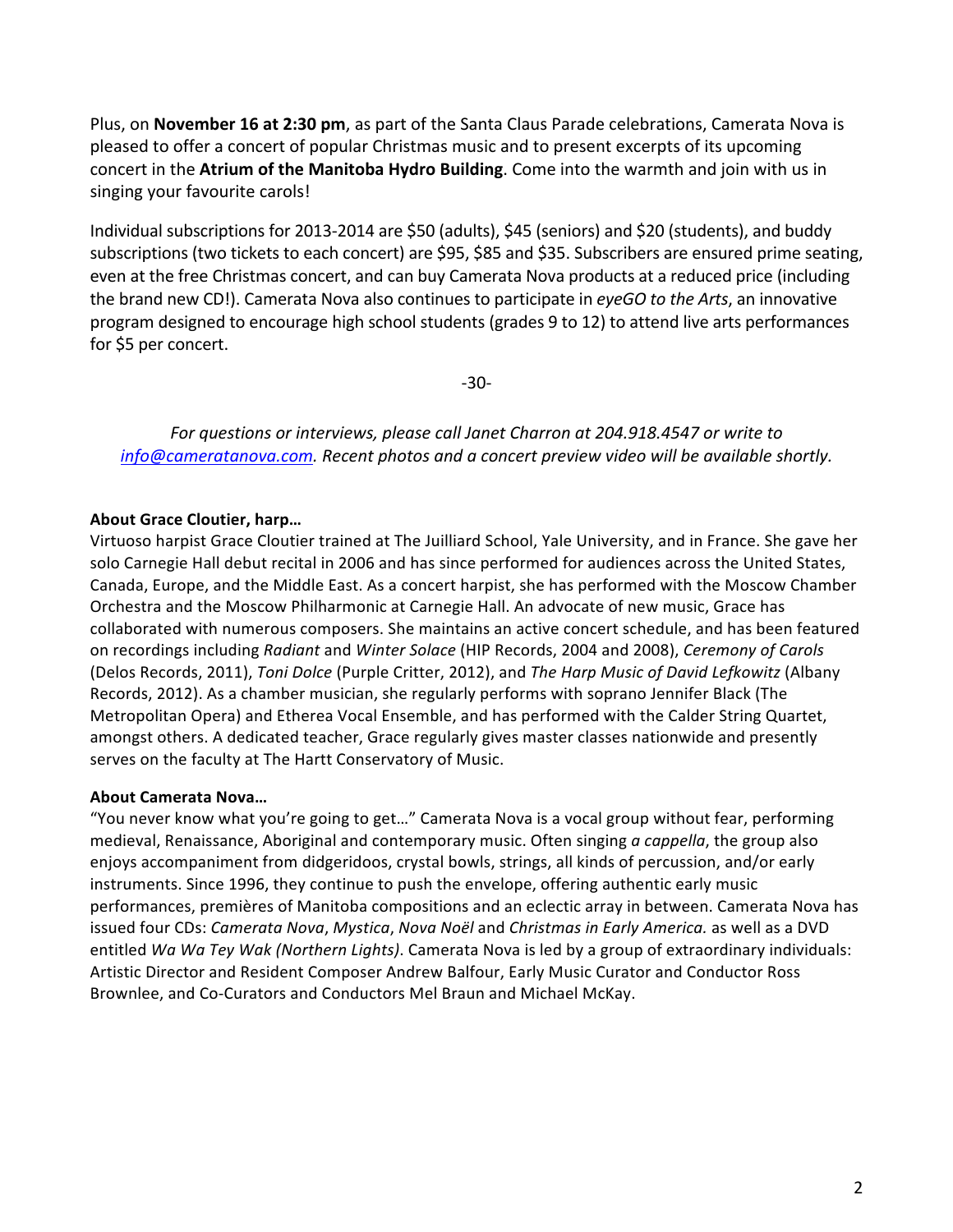Plus, on **November 16 at 2:30 pm**, as part of the Santa Claus Parade celebrations, Camerata Nova is pleased to offer a concert of popular Christmas music and to present excerpts of its upcoming concert in the **Atrium of the Manitoba Hydro Building**. Come into the warmth and join with us in singing your favourite carols!

Individual subscriptions for 2013-2014 are $50 (adults), $45 (seniors) and $20 (students), and buddy subscriptions (two tickets to each concert) are $95, $85 and $35. Subscribers are ensured prime seating, even at the free Christmas concert, and can buy Camerata Nova products at a reduced price (including the brand new CD!). Camerata Nova also continues to participate in *eyeGO to the Arts*, an innovative program designed to encourage high school students (grades 9 to 12) to attend live arts performances for $5 per concert.

-30-

*For questions or interviews, please call Janet Charron at 204.918.4547 or write to [info@cameratanova.com](mailto:info@cameratanova.com). Recent photos and a concert preview video will be available shortly.*

**About Grace Cloutier, harp…**

Virtuoso harpist Grace Cloutier trained at The Juilliard School, Yale University, and in France. She gave her solo Carnegie Hall debut recital in 2006 and has since performed for audiences across the United States, Canada, Europe, and the Middle East. As a concert harpist, she has performed with the Moscow Chamber Orchestra and the Moscow Philharmonic at Carnegie Hall. An advocate of new music, Grace has collaborated with numerous composers. She maintains an active concert schedule, and has been featured on recordings including *Radiant* and *Winter Solace* (HIP Records, 2004 and 2008), *Ceremony of Carols* (Delos Records, 2011), *Toni Dolce* (Purple Critter, 2012), and *The Harp Music of David Lefkowitz* (Albany Records, 2012). As a chamber musician, she regularly performs with soprano Jennifer Black (The Metropolitan Opera) and Etherea Vocal Ensemble, and has performed with the Calder String Quartet, amongst others. A dedicated teacher, Grace regularly gives master classes nationwide and presently serves on the faculty at The Hartt Conservatory of Music.

**About Camerata Nova…**

"You never know what you're going to get…" Camerata Nova is a vocal group without fear, performing medieval, Renaissance, Aboriginal and contemporary music. Often singing *a cappella*, the group also enjoys accompaniment from didgeridoos, crystal bowls, strings, all kinds of percussion, and/or early instruments. Since 1996, they continue to push the envelope, offering authentic early music performances, premières of Manitoba compositions and an eclectic array in between. Camerata Nova has issued four CDs: *Camerata Nova*, *Mystica*, *Nova Noël* and *Christmas in Early America.* as well as a DVD entitled *Wa Wa Tey Wak (Northern Lights)*. Camerata Nova is led by a group of extraordinary individuals: Artistic Director and Resident Composer Andrew Balfour, Early Music Curator and Conductor Ross Brownlee, and Co-Curators and Conductors Mel Braun and Michael McKay.